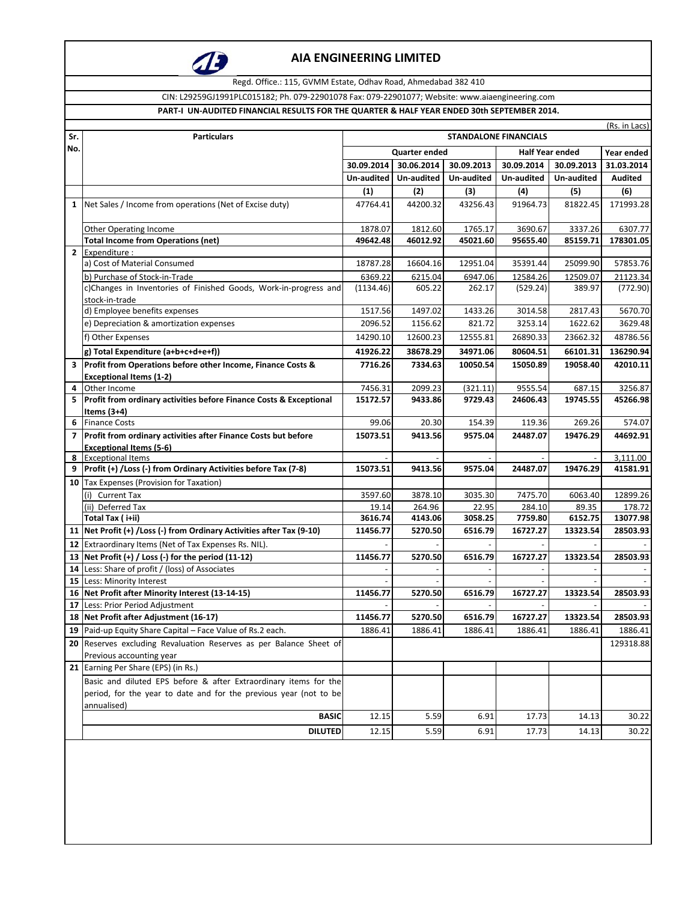# AIA ENGINEERING LIMITED

Regd. Office.: 115, GVMM Estate, Odhav Road, Ahmedabad 382 410

CIN: L29259GJ1991PLC015182; Ph. 079-22901078 Fax: 079-22901077; Website: www.aiaengineering.com

**PART-I UN-AUDITED FINANCIAL RESULTS FOR THE QUARTER & HALF YEAR ENDED 30th SEPTEMBER 2014.**

(Rs. in Lacs)

| Sr. No. | Particulars | STANDALONE FINANCIALS | | | | | |
|---|---|---|---|---|---|---|---|
| | | Quarter ended | | | Half Year ended | | Year ended |
| | | 30.09.2014 | 30.06.2014 | 30.09.2013 | 30.09.2014 | 30.09.2013 | 31.03.2014 |
| | | Un-audited | Un-audited | Un-audited | Un-audited | Un-audited | Audited |
| | | (1) | (2) | (3) | (4) | (5) | (6) |
| 1 | Net Sales / Income from operations (Net of Excise duty) | 47764.41 | 44200.32 | 43256.43 | 91964.73 | 81822.45 | 171993.28 |
| | Other Operating Income | 1878.07 | 1812.60 | 1765.17 | 3690.67 | 3337.26 | 6307.77 |
| | **Total Income from Operations (net)** | **49642.48** | **46012.92** | **45021.60** | **95655.40** | **85159.71** | **178301.05** |
| 2 | Expenditure : | | | | | | |
| | a) Cost of Material Consumed | 18787.28 | 16604.16 | 12951.04 | 35391.44 | 25099.90 | 57853.76 |
| | b) Purchase of Stock-in-Trade | 6369.22 | 6215.04 | 6947.06 | 12584.26 | 12509.07 | 21123.34 |
| | c)Changes in Inventories of Finished Goods, Work-in-progress and stock-in-trade | (1134.46) | 605.22 | 262.17 | (529.24) | 389.97 | (772.90) |
| | d) Employee benefits expenses | 1517.56 | 1497.02 | 1433.26 | 3014.58 | 2817.43 | 5670.70 |
| | e) Depreciation & amortization expenses | 2096.52 | 1156.62 | 821.72 | 3253.14 | 1622.62 | 3629.48 |
| | f) Other Expenses | 14290.10 | 12600.23 | 12555.81 | 26890.33 | 23662.32 | 48786.56 |
| | **g) Total Expenditure (a+b+c+d+e+f))** | **41926.22** | **38678.29** | **34971.06** | **80604.51** | **66101.31** | **136290.94** |
| 3 | **Profit from Operations before other Income, Finance Costs & Exceptional Items (1-2)** | **7716.26** | **7334.63** | **10050.54** | **15050.89** | **19058.40** | **42010.11** |
| 4 | Other Income | 7456.31 | 2099.23 | (321.11) | 9555.54 | 687.15 | 3256.87 |
| 5 | **Profit from ordinary activities before Finance Costs & Exceptional Items (3+4)** | **15172.57** | **9433.86** | **9729.43** | **24606.43** | **19745.55** | **45266.98** |
| 6 | Finance Costs | 99.06 | 20.30 | 154.39 | 119.36 | 269.26 | 574.07 |
| 7 | **Profit from ordinary activities after Finance Costs but before Exceptional Items (5-6)** | **15073.51** | **9413.56** | **9575.04** | **24487.07** | **19476.29** | **44692.91** |
| 8 | Exceptional Items | - | - | - | - | - | 3,111.00 |
| 9 | **Profit (+) /Loss (-) from Ordinary Activities before Tax (7-8)** | **15073.51** | **9413.56** | **9575.04** | **24487.07** | **19476.29** | **41581.91** |
| 10 | Tax Expenses (Provision for Taxation) | | | | | | |
| | (i) Current Tax | 3597.60 | 3878.10 | 3035.30 | 7475.70 | 6063.40 | 12899.26 |
| | (ii) Deferred Tax | 19.14 | 264.96 | 22.95 | 284.10 | 89.35 | 178.72 |
| | **Total Tax ( i+ii)** | **3616.74** | **4143.06** | **3058.25** | **7759.80** | **6152.75** | **13077.98** |
| 11 | **Net Profit (+) /Loss (-) from Ordinary Activities after Tax (9-10)** | **11456.77** | **5270.50** | **6516.79** | **16727.27** | **13323.54** | **28503.93** |
| 12 | Extraordinary Items (Net of Tax Expenses Rs. NIL). | - | - | - | - | - | - |
| 13 | **Net Profit (+) / Loss (-) for the period (11-12)** | **11456.77** | **5270.50** | **6516.79** | **16727.27** | **13323.54** | **28503.93** |
| 14 | Less: Share of profit / (loss) of Associates | - | - | - | - | - | - |
| 15 | Less: Minority Interest | - | - | - | - | - | - |
| 16 | **Net Profit after Minority Interest (13-14-15)** | **11456.77** | **5270.50** | **6516.79** | **16727.27** | **13323.54** | **28503.93** |
| 17 | Less: Prior Period Adjustment | - | - | - | - | - | - |
| 18 | **Net Profit after Adjustment (16-17)** | **11456.77** | **5270.50** | **6516.79** | **16727.27** | **13323.54** | **28503.93** |
| 19 | Paid-up Equity Share Capital – Face Value of Rs.2 each. | 1886.41 | 1886.41 | 1886.41 | 1886.41 | 1886.41 | 1886.41 |
| 20 | Reserves excluding Revaluation Reserves as per Balance Sheet of Previous accounting year | | | | | | 129318.88 |
| 21 | Earning Per Share (EPS) (in Rs.) | | | | | | |
| | Basic and diluted EPS before & after Extraordinary items for the period, for the year to date and for the previous year (not to be annualised) | | | | | | |
| | **BASIC** | 12.15 | 5.59 | 6.91 | 17.73 | 14.13 | 30.22 |
| | **DILUTED** | 12.15 | 5.59 | 6.91 | 17.73 | 14.13 | 30.22 |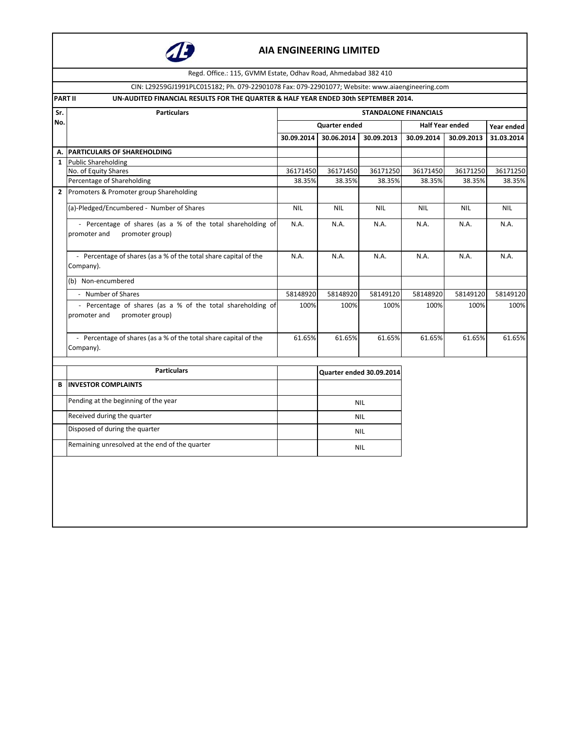# AIA ENGINEERING LIMITED

Regd. Office.: 115, GVMM Estate, Odhav Road, Ahmedabad 382 410

CIN: L29259GJ1991PLC015182; Ph. 079-22901078 Fax: 079-22901077; Website: www.aiaengineering.com

**PART II** **UN-AUDITED FINANCIAL RESULTS FOR THE QUARTER & HALF YEAR ENDED 30th SEPTEMBER 2014.**

| Sr. No. | Particulars | STANDALONE FINANCIALS | | | | | |
|---|---|---|---|---|---|---|---|
| | | Quarter ended | | | Half Year ended | | Year ended |
| | | 30.09.2014 | 30.06.2014 | 30.09.2013 | 30.09.2014 | 30.09.2013 | 31.03.2014 |
| **A.** | **PARTICULARS OF SHAREHOLDING** | | | | | | |
| **1** | Public Shareholding | | | | | | |
| | No. of Equity Shares | 36171450 | 36171450 | 36171250 | 36171450 | 36171250 | 36171250 |
| | Percentage of Shareholding | 38.35% | 38.35% | 38.35% | 38.35% | 38.35% | 38.35% |
| **2** | Promoters & Promoter group Shareholding | | | | | | |
| | (a)-Pledged/Encumbered - Number of Shares | NIL | NIL | NIL | NIL | NIL | NIL |
| | - Percentage of shares (as a % of the total shareholding of promoter and promoter group) | N.A. | N.A. | N.A. | N.A. | N.A. | N.A. |
| | - Percentage of shares (as a % of the total share capital of the Company). | N.A. | N.A. | N.A. | N.A. | N.A. | N.A. |
| | (b) Non-encumbered | | | | | | |
| | - Number of Shares | 58148920 | 58148920 | 58149120 | 58148920 | 58149120 | 58149120 |
| | - Percentage of shares (as a % of the total shareholding of promoter and promoter group) | 100% | 100% | 100% | 100% | 100% | 100% |
| | - Percentage of shares (as a % of the total share capital of the Company). | 61.65% | 61.65% | 61.65% | 61.65% | 61.65% | 61.65% |

| | Particulars | | Quarter ended 30.09.2014 |
|---|---|---|---|
| **B** | **INVESTOR COMPLAINTS** | | |
| | Pending at the beginning of the year | | NIL |
| | Received during the quarter | | NIL |
| | Disposed of during the quarter | | NIL |
| | Remaining unresolved at the end of the quarter | | NIL |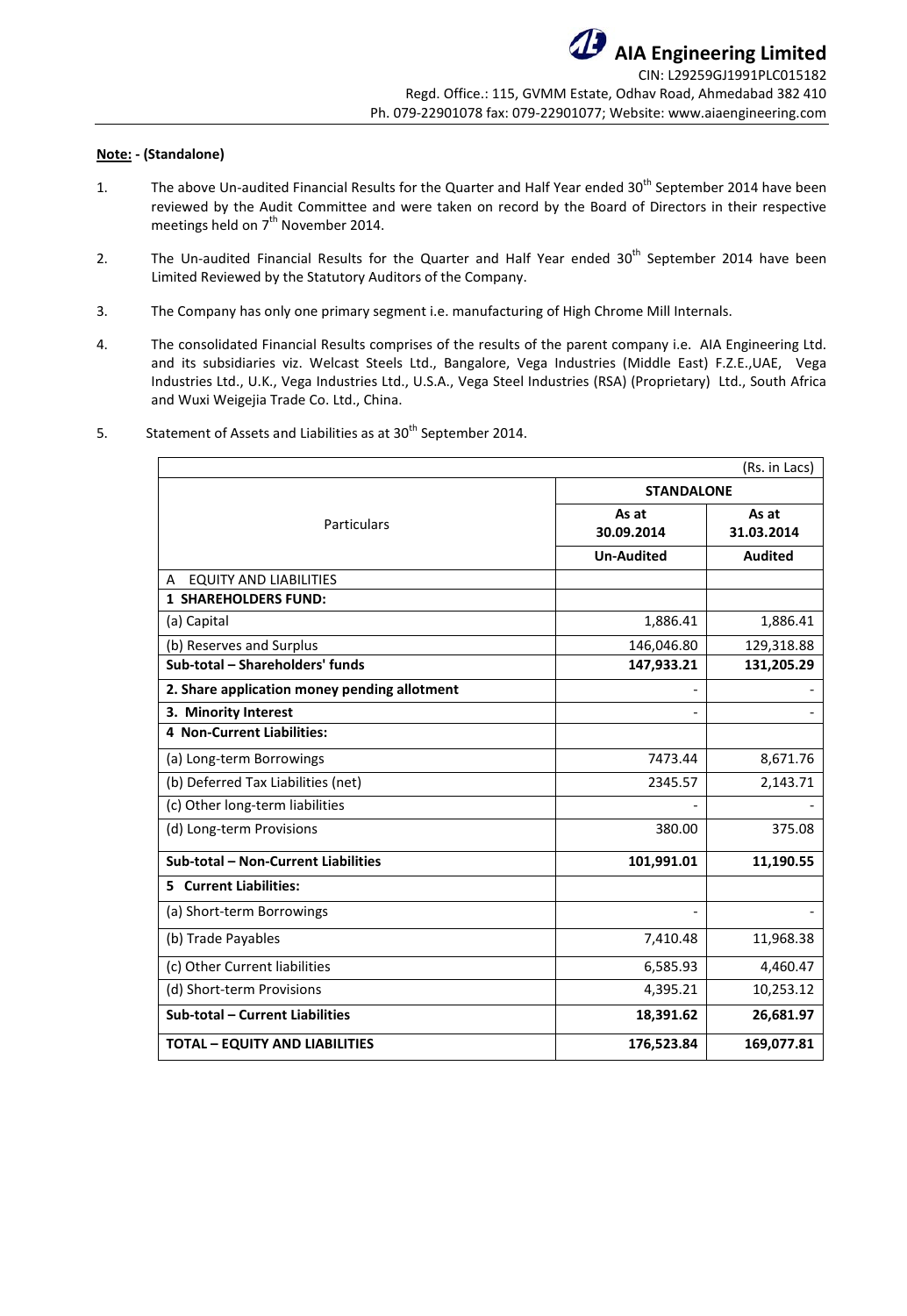# AIA Engineering Limited

CIN: L29259GJ1991PLC015182
Regd. Office.: 115, GVMM Estate, Odhav Road, Ahmedabad 382 410
Ph. 079-22901078 fax: 079-22901077; Website: www.aiaengineering.com

**Note: - (Standalone)**

1. The above Un-audited Financial Results for the Quarter and Half Year ended 30th September 2014 have been reviewed by the Audit Committee and were taken on record by the Board of Directors in their respective meetings held on 7th November 2014.

2. The Un-audited Financial Results for the Quarter and Half Year ended 30th September 2014 have been Limited Reviewed by the Statutory Auditors of the Company.

3. The Company has only one primary segment i.e. manufacturing of High Chrome Mill Internals.

4. The consolidated Financial Results comprises of the results of the parent company i.e. AIA Engineering Ltd. and its subsidiaries viz. Welcast Steels Ltd., Bangalore, Vega Industries (Middle East) F.Z.E.,UAE, Vega Industries Ltd., U.K., Vega Industries Ltd., U.S.A., Vega Steel Industries (RSA) (Proprietary) Ltd., South Africa and Wuxi Weigejia Trade Co. Ltd., China.

5. Statement of Assets and Liabilities as at 30th September 2014.

| | | (Rs. in Lacs) |
|---|---|---|
| Particulars | STANDALONE | |
| | As at 30.09.2014 | As at 31.03.2014 |
| | Un-Audited | Audited |
| A EQUITY AND LIABILITIES | | |
| **1 SHAREHOLDERS FUND:** | | |
| (a) Capital | 1,886.41 | 1,886.41 |
| (b) Reserves and Surplus | 146,046.80 | 129,318.88 |
| **Sub-total – Shareholders' funds** | **147,933.21** | **131,205.29** |
| **2. Share application money pending allotment** | - | - |
| **3. Minority Interest** | - | - |
| **4 Non-Current Liabilities:** | | |
| (a) Long-term Borrowings | 7473.44 | 8,671.76 |
| (b) Deferred Tax Liabilities (net) | 2345.57 | 2,143.71 |
| (c) Other long-term liabilities | - | - |
| (d) Long-term Provisions | 380.00 | 375.08 |
| **Sub-total – Non-Current Liabilities** | **101,991.01** | **11,190.55** |
| **5 Current Liabilities:** | | |
| (a) Short-term Borrowings | - | - |
| (b) Trade Payables | 7,410.48 | 11,968.38 |
| (c) Other Current liabilities | 6,585.93 | 4,460.47 |
| (d) Short-term Provisions | 4,395.21 | 10,253.12 |
| **Sub-total – Current Liabilities** | **18,391.62** | **26,681.97** |
| **TOTAL – EQUITY AND LIABILITIES** | **176,523.84** | **169,077.81** |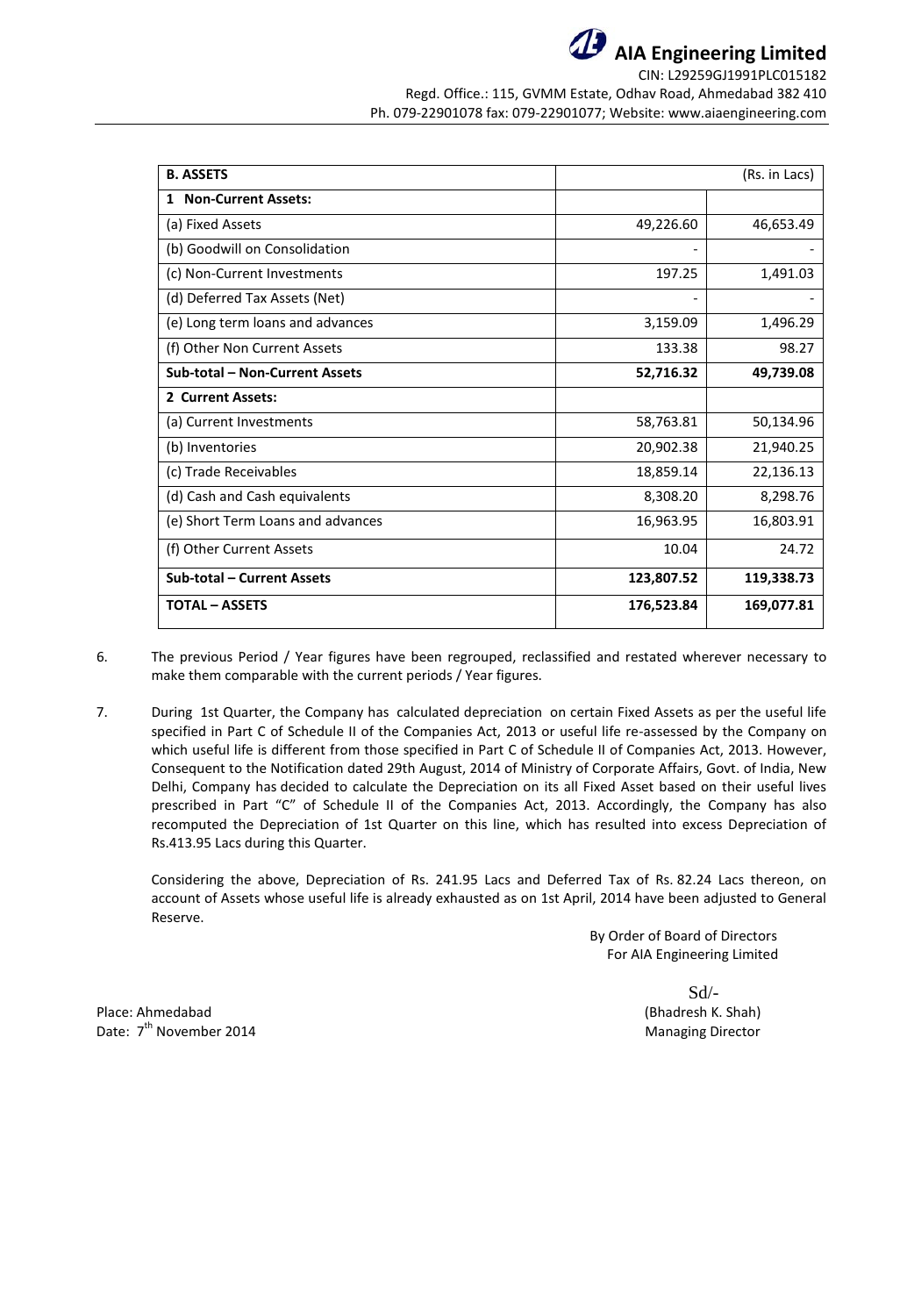| B. ASSETS | | (Rs. in Lacs) |
|---|---|---|
| **1 Non-Current Assets:** | | |
| (a) Fixed Assets | 49,226.60 | 46,653.49 |
| (b) Goodwill on Consolidation | - | - |
| (c) Non-Current Investments | 197.25 | 1,491.03 |
| (d) Deferred Tax Assets (Net) | - | - |
| (e) Long term loans and advances | 3,159.09 | 1,496.29 |
| (f) Other Non Current Assets | 133.38 | 98.27 |
| **Sub-total – Non-Current Assets** | **52,716.32** | **49,739.08** |
| **2 Current Assets:** | | |
| (a) Current Investments | 58,763.81 | 50,134.96 |
| (b) Inventories | 20,902.38 | 21,940.25 |
| (c) Trade Receivables | 18,859.14 | 22,136.13 |
| (d) Cash and Cash equivalents | 8,308.20 | 8,298.76 |
| (e) Short Term Loans and advances | 16,963.95 | 16,803.91 |
| (f) Other Current Assets | 10.04 | 24.72 |
| **Sub-total – Current Assets** | **123,807.52** | **119,338.73** |
| **TOTAL – ASSETS** | **176,523.84** | **169,077.81** |

6. The previous Period / Year figures have been regrouped, reclassified and restated wherever necessary to make them comparable with the current periods / Year figures.

7. During 1st Quarter, the Company has calculated depreciation on certain Fixed Assets as per the useful life specified in Part C of Schedule II of the Companies Act, 2013 or useful life re-assessed by the Company on which useful life is different from those specified in Part C of Schedule II of Companies Act, 2013. However, Consequent to the Notification dated 29th August, 2014 of Ministry of Corporate Affairs, Govt. of India, New Delhi, Company has decided to calculate the Depreciation on its all Fixed Asset based on their useful lives prescribed in Part "C" of Schedule II of the Companies Act, 2013. Accordingly, the Company has also recomputed the Depreciation of 1st Quarter on this line, which has resulted into excess Depreciation of Rs.413.95 Lacs during this Quarter.

   Considering the above, Depreciation of Rs. 241.95 Lacs and Deferred Tax of Rs. 82.24 Lacs thereon, on account of Assets whose useful life is already exhausted as on 1st April, 2014 have been adjusted to General Reserve.

By Order of Board of Directors
For AIA Engineering Limited

Sd/-
(Bhadresh K. Shah)
Managing Director

Place: Ahmedabad
Date: 7th November 2014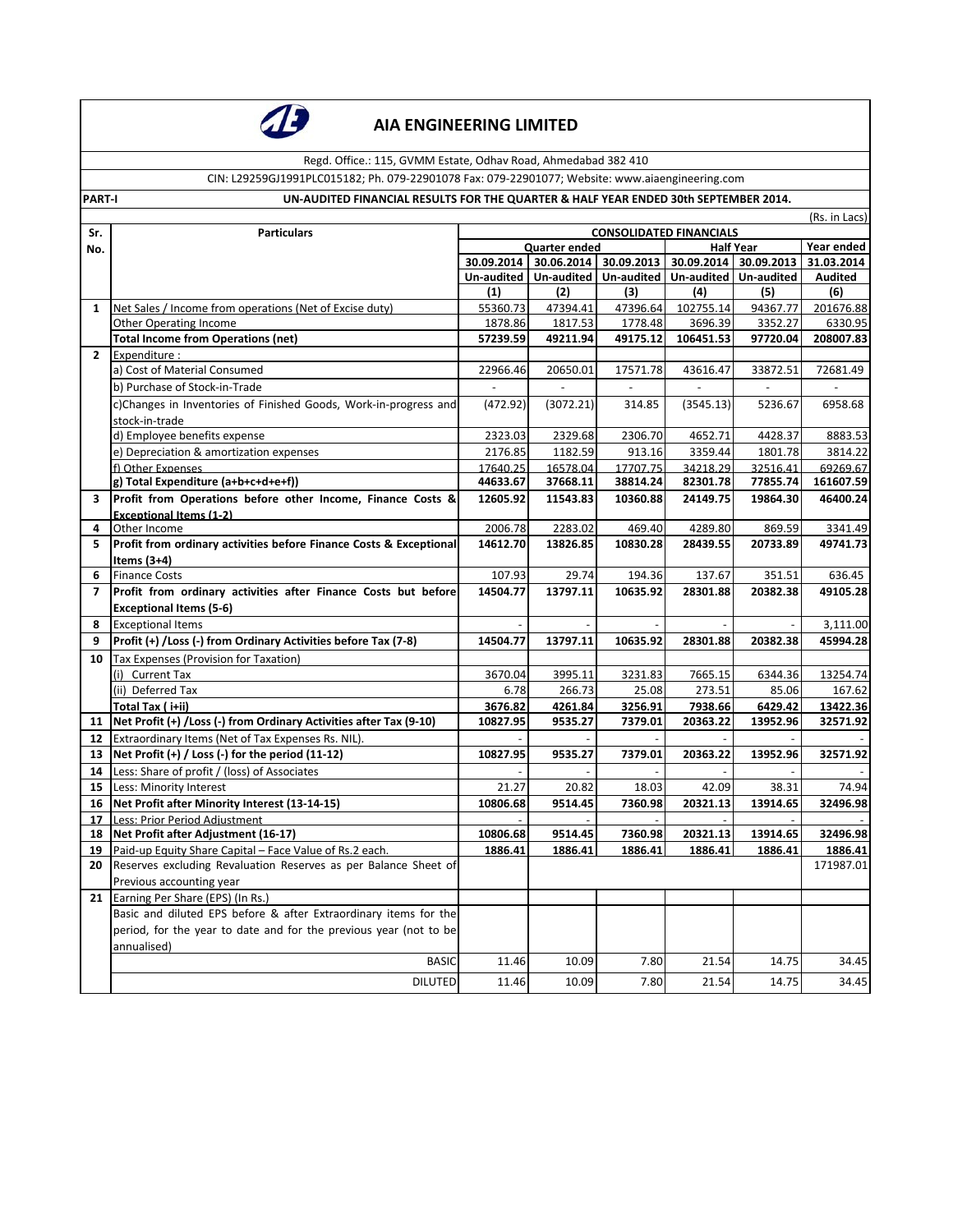# AIA ENGINEERING LIMITED

Regd. Office.: 115, GVMM Estate, Odhav Road, Ahmedabad 382 410

CIN: L29259GJ1991PLC015182; Ph. 079-22901078 Fax: 079-22901077; Website: www.aiaengineering.com

**PART-I** **UN-AUDITED FINANCIAL RESULTS FOR THE QUARTER & HALF YEAR ENDED 30th SEPTEMBER 2014.**

(Rs. in Lacs)

| Sr. No. | Particulars | CONSOLIDATED FINANCIALS | | | | | |
|---|---|---|---|---|---|---|---|
| | | Quarter ended | | | Half Year | | Year ended |
| | | 30.09.2014 | 30.06.2014 | 30.09.2013 | 30.09.2014 | 30.09.2013 | 31.03.2014 |
| | | Un-audited | Un-audited | Un-audited | Un-audited | Un-audited | Audited |
| | | (1) | (2) | (3) | (4) | (5) | (6) |
| 1 | Net Sales / Income from operations (Net of Excise duty) | 55360.73 | 47394.41 | 47396.64 | 102755.14 | 94367.77 | 201676.88 |
| | Other Operating Income | 1878.86 | 1817.53 | 1778.48 | 3696.39 | 3352.27 | 6330.95 |
| | **Total Income from Operations (net)** | **57239.59** | **49211.94** | **49175.12** | **106451.53** | **97720.04** | **208007.83** |
| 2 | Expenditure : | | | | | | |
| | a) Cost of Material Consumed | 22966.46 | 20650.01 | 17571.78 | 43616.47 | 33872.51 | 72681.49 |
| | b) Purchase of Stock-in-Trade | - | - | - | - | - | - |
| | c)Changes in Inventories of Finished Goods, Work-in-progress and stock-in-trade | (472.92) | (3072.21) | 314.85 | (3545.13) | 5236.67 | 6958.68 |
| | d) Employee benefits expense | 2323.03 | 2329.68 | 2306.70 | 4652.71 | 4428.37 | 8883.53 |
| | e) Depreciation & amortization expenses | 2176.85 | 1182.59 | 913.16 | 3359.44 | 1801.78 | 3814.22 |
| | f) Other Expenses | 17640.25 | 16578.04 | 17707.75 | 34218.29 | 32516.41 | 69269.67 |
| | **g) Total Expenditure (a+b+c+d+e+f))** | **44633.67** | **37668.11** | **38814.24** | **82301.78** | **77855.74** | **161607.59** |
| 3 | **Profit from Operations before other Income, Finance Costs & Exceptional Items (1-2)** | **12605.92** | **11543.83** | **10360.88** | **24149.75** | **19864.30** | **46400.24** |
| 4 | Other Income | 2006.78 | 2283.02 | 469.40 | 4289.80 | 869.59 | 3341.49 |
| 5 | **Profit from ordinary activities before Finance Costs & Exceptional Items (3+4)** | **14612.70** | **13826.85** | **10830.28** | **28439.55** | **20733.89** | **49741.73** |
| 6 | Finance Costs | 107.93 | 29.74 | 194.36 | 137.67 | 351.51 | 636.45 |
| 7 | **Profit from ordinary activities after Finance Costs but before Exceptional Items (5-6)** | **14504.77** | **13797.11** | **10635.92** | **28301.88** | **20382.38** | **49105.28** |
| 8 | Exceptional Items | - | - | - | - | - | 3,111.00 |
| 9 | **Profit (+) /Loss (-) from Ordinary Activities before Tax (7-8)** | **14504.77** | **13797.11** | **10635.92** | **28301.88** | **20382.38** | **45994.28** |
| 10 | Tax Expenses (Provision for Taxation) | | | | | | |
| | (i) Current Tax | 3670.04 | 3995.11 | 3231.83 | 7665.15 | 6344.36 | 13254.74 |
| | (ii) Deferred Tax | 6.78 | 266.73 | 25.08 | 273.51 | 85.06 | 167.62 |
| | **Total Tax ( i+ii)** | **3676.82** | **4261.84** | **3256.91** | **7938.66** | **6429.42** | **13422.36** |
| 11 | **Net Profit (+) /Loss (-) from Ordinary Activities after Tax (9-10)** | **10827.95** | **9535.27** | **7379.01** | **20363.22** | **13952.96** | **32571.92** |
| 12 | Extraordinary Items (Net of Tax Expenses Rs. NIL). | - | - | - | - | - | - |
| 13 | **Net Profit (+) / Loss (-) for the period (11-12)** | **10827.95** | **9535.27** | **7379.01** | **20363.22** | **13952.96** | **32571.92** |
| 14 | Less: Share of profit / (loss) of Associates | - | - | - | - | - | - |
| 15 | Less: Minority Interest | 21.27 | 20.82 | 18.03 | 42.09 | 38.31 | 74.94 |
| 16 | **Net Profit after Minority Interest (13-14-15)** | **10806.68** | **9514.45** | **7360.98** | **20321.13** | **13914.65** | **32496.98** |
| 17 | Less: Prior Period Adjustment | - | - | - | - | - | - |
| 18 | **Net Profit after Adjustment (16-17)** | **10806.68** | **9514.45** | **7360.98** | **20321.13** | **13914.65** | **32496.98** |
| 19 | Paid-up Equity Share Capital – Face Value of Rs.2 each. | **1886.41** | **1886.41** | **1886.41** | **1886.41** | **1886.41** | **1886.41** |
| 20 | Reserves excluding Revaluation Reserves as per Balance Sheet of Previous accounting year | | | | | | 171987.01 |
| 21 | Earning Per Share (EPS) (In Rs.) | | | | | | |
| | Basic and diluted EPS before & after Extraordinary items for the period, for the year to date and for the previous year (not to be annualised) | | | | | | |
| | BASIC | 11.46 | 10.09 | 7.80 | 21.54 | 14.75 | 34.45 |
| | DILUTED | 11.46 | 10.09 | 7.80 | 21.54 | 14.75 | 34.45 |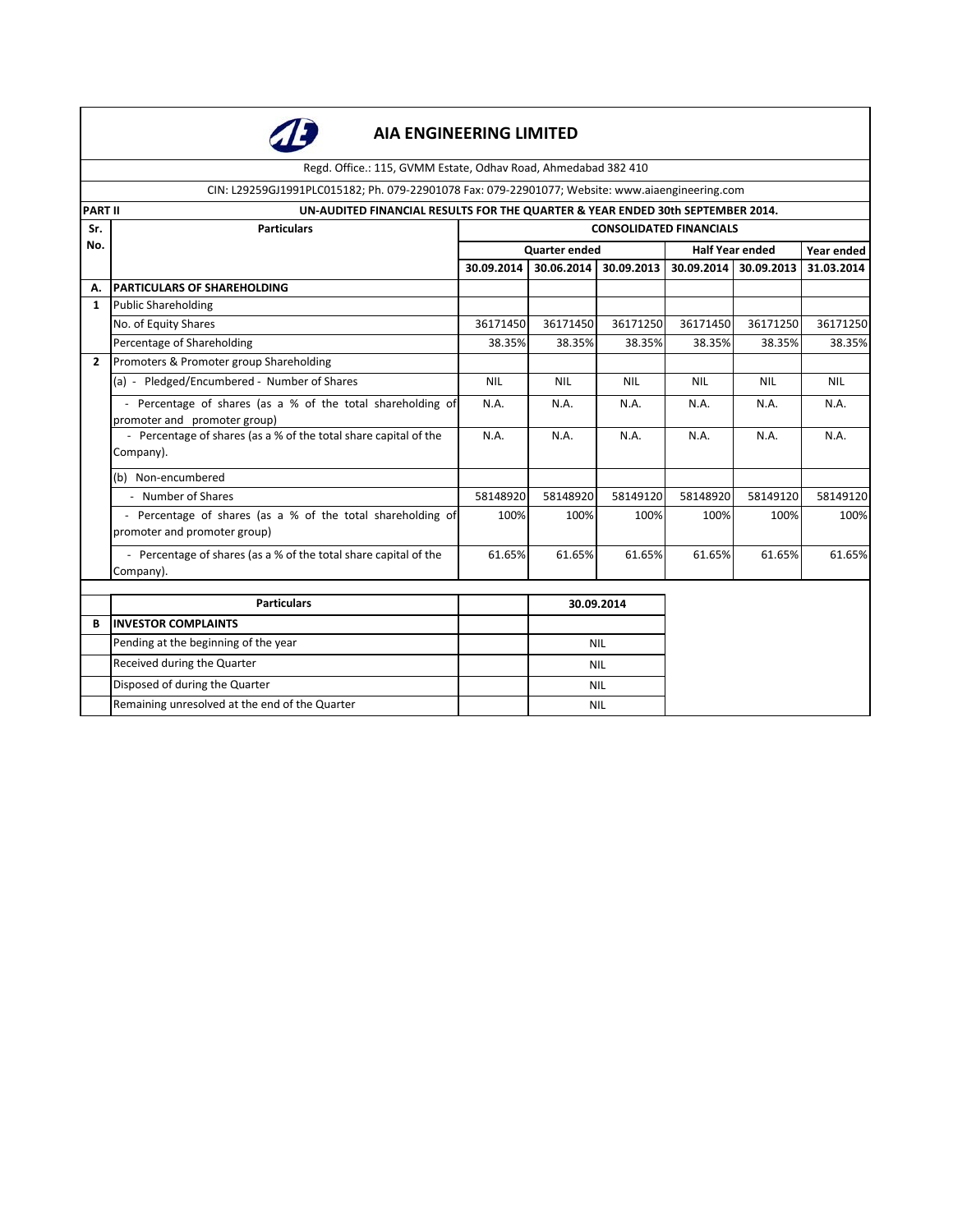# AIA ENGINEERING LIMITED

Regd. Office.: 115, GVMM Estate, Odhav Road, Ahmedabad 382 410

CIN: L29259GJ1991PLC015182; Ph. 079-22901078 Fax: 079-22901077; Website: www.aiaengineering.com

**PART II** **UN-AUDITED FINANCIAL RESULTS FOR THE QUARTER & YEAR ENDED 30th SEPTEMBER 2014.**

| Sr. No. | Particulars | CONSOLIDATED FINANCIALS | | | | | |
|---|---|---|---|---|---|---|---|
| | | Quarter ended | | | Half Year ended | | Year ended |
| | | 30.09.2014 | 30.06.2014 | 30.09.2013 | 30.09.2014 | 30.09.2013 | 31.03.2014 |
| **A.** | **PARTICULARS OF SHAREHOLDING** | | | | | | |
| **1** | Public Shareholding | | | | | | |
| | No. of Equity Shares | 36171450 | 36171450 | 36171250 | 36171450 | 36171250 | 36171250 |
| | Percentage of Shareholding | 38.35% | 38.35% | 38.35% | 38.35% | 38.35% | 38.35% |
| **2** | Promoters & Promoter group Shareholding | | | | | | |
| | (a) - Pledged/Encumbered - Number of Shares | NIL | NIL | NIL | NIL | NIL | NIL |
| | - Percentage of shares (as a % of the total shareholding of promoter and promoter group) | N.A. | N.A. | N.A. | N.A. | N.A. | N.A. |
| | - Percentage of shares (as a % of the total share capital of the Company). | N.A. | N.A. | N.A. | N.A. | N.A. | N.A. |
| | (b) Non-encumbered | | | | | | |
| | - Number of Shares | 58148920 | 58148920 | 58149120 | 58148920 | 58149120 | 58149120 |
| | - Percentage of shares (as a % of the total shareholding of promoter and promoter group) | 100% | 100% | 100% | 100% | 100% | 100% |
| | - Percentage of shares (as a % of the total share capital of the Company). | 61.65% | 61.65% | 61.65% | 61.65% | 61.65% | 61.65% |

| | Particulars | | 30.09.2014 |
|---|---|---|---|
| **B** | **INVESTOR COMPLAINTS** | | |
| | Pending at the beginning of the year | | NIL |
| | Received during the Quarter | | NIL |
| | Disposed of during the Quarter | | NIL |
| | Remaining unresolved at the end of the Quarter | | NIL |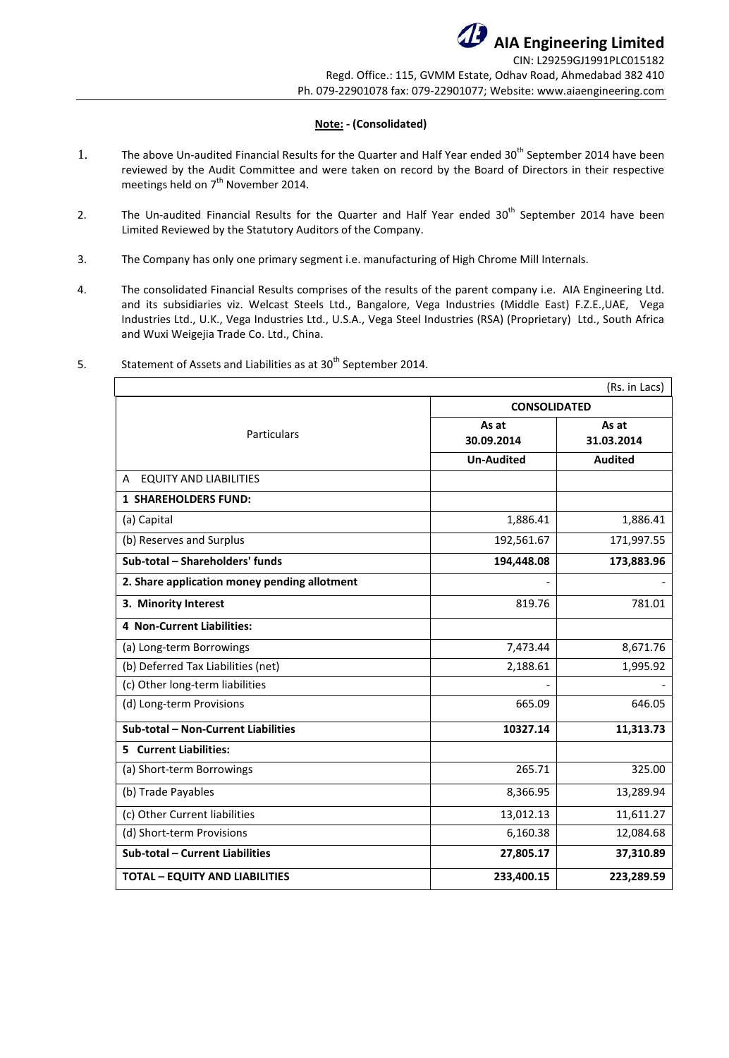**AIA Engineering Limited**

CIN: L29259GJ1991PLC015182
Regd. Office.: 115, GVMM Estate, Odhav Road, Ahmedabad 382 410
Ph. 079-22901078 fax: 079-22901077; Website: www.aiaengineering.com

**Note: - (Consolidated)**

1. The above Un-audited Financial Results for the Quarter and Half Year ended 30th September 2014 have been reviewed by the Audit Committee and were taken on record by the Board of Directors in their respective meetings held on 7th November 2014.

2. The Un-audited Financial Results for the Quarter and Half Year ended 30th September 2014 have been Limited Reviewed by the Statutory Auditors of the Company.

3. The Company has only one primary segment i.e. manufacturing of High Chrome Mill Internals.

4. The consolidated Financial Results comprises of the results of the parent company i.e. AIA Engineering Ltd. and its subsidiaries viz. Welcast Steels Ltd., Bangalore, Vega Industries (Middle East) F.Z.E.,UAE, Vega Industries Ltd., U.K., Vega Industries Ltd., U.S.A., Vega Steel Industries (RSA) (Proprietary) Ltd., South Africa and Wuxi Weigejia Trade Co. Ltd., China.

5. Statement of Assets and Liabilities as at 30th September 2014.

(Rs. in Lacs)

| Particulars | CONSOLIDATED | |
|---|---|---|
| | As at 30.09.2014 | As at 31.03.2014 |
| | **Un-Audited** | **Audited** |
| A EQUITY AND LIABILITIES | | |
| **1 SHAREHOLDERS FUND:** | | |
| (a) Capital | 1,886.41 | 1,886.41 |
| (b) Reserves and Surplus | 192,561.67 | 171,997.55 |
| **Sub-total – Shareholders' funds** | **194,448.08** | **173,883.96** |
| **2. Share application money pending allotment** | - | - |
| **3. Minority Interest** | 819.76 | 781.01 |
| **4 Non-Current Liabilities:** | | |
| (a) Long-term Borrowings | 7,473.44 | 8,671.76 |
| (b) Deferred Tax Liabilities (net) | 2,188.61 | 1,995.92 |
| (c) Other long-term liabilities | - | - |
| (d) Long-term Provisions | 665.09 | 646.05 |
| **Sub-total – Non-Current Liabilities** | **10327.14** | **11,313.73** |
| **5 Current Liabilities:** | | |
| (a) Short-term Borrowings | 265.71 | 325.00 |
| (b) Trade Payables | 8,366.95 | 13,289.94 |
| (c) Other Current liabilities | 13,012.13 | 11,611.27 |
| (d) Short-term Provisions | 6,160.38 | 12,084.68 |
| **Sub-total – Current Liabilities** | **27,805.17** | **37,310.89** |
| **TOTAL – EQUITY AND LIABILITIES** | **233,400.15** | **223,289.59** |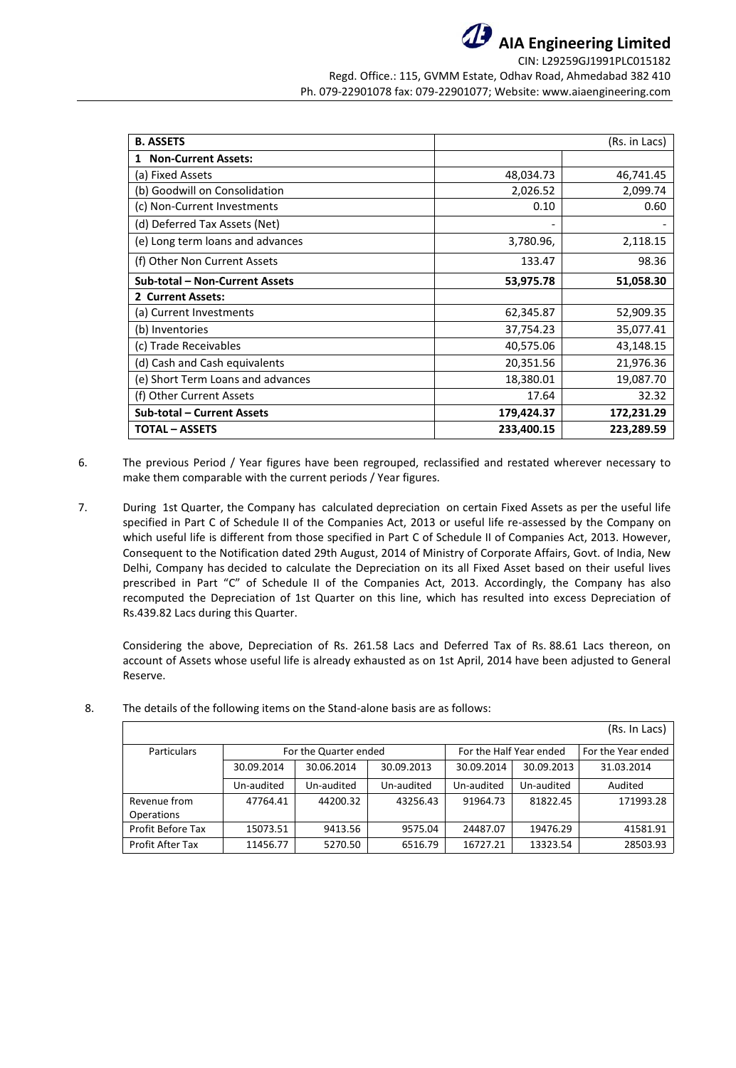| **B. ASSETS** | | (Rs. in Lacs) |
|---|---|---|
| **1 Non-Current Assets:** | | |
| (a) Fixed Assets | 48,034.73 | 46,741.45 |
| (b) Goodwill on Consolidation | 2,026.52 | 2,099.74 |
| (c) Non-Current Investments | 0.10 | 0.60 |
| (d) Deferred Tax Assets (Net) | - | - |
| (e) Long term loans and advances | 3,780.96, | 2,118.15 |
| (f) Other Non Current Assets | 133.47 | 98.36 |
| **Sub-total – Non-Current Assets** | **53,975.78** | **51,058.30** |
| **2 Current Assets:** | | |
| (a) Current Investments | 62,345.87 | 52,909.35 |
| (b) Inventories | 37,754.23 | 35,077.41 |
| (c) Trade Receivables | 40,575.06 | 43,148.15 |
| (d) Cash and Cash equivalents | 20,351.56 | 21,976.36 |
| (e) Short Term Loans and advances | 18,380.01 | 19,087.70 |
| (f) Other Current Assets | 17.64 | 32.32 |
| **Sub-total – Current Assets** | **179,424.37** | **172,231.29** |
| **TOTAL – ASSETS** | **233,400.15** | **223,289.59** |

6. The previous Period / Year figures have been regrouped, reclassified and restated wherever necessary to make them comparable with the current periods / Year figures.

7. During 1st Quarter, the Company has calculated depreciation on certain Fixed Assets as per the useful life specified in Part C of Schedule II of the Companies Act, 2013 or useful life re-assessed by the Company on which useful life is different from those specified in Part C of Schedule II of Companies Act, 2013. However, Consequent to the Notification dated 29th August, 2014 of Ministry of Corporate Affairs, Govt. of India, New Delhi, Company has decided to calculate the Depreciation on its all Fixed Asset based on their useful lives prescribed in Part "C" of Schedule II of the Companies Act, 2013. Accordingly, the Company has also recomputed the Depreciation of 1st Quarter on this line, which has resulted into excess Depreciation of Rs.439.82 Lacs during this Quarter.

   Considering the above, Depreciation of Rs. 261.58 Lacs and Deferred Tax of Rs. 88.61 Lacs thereon, on account of Assets whose useful life is already exhausted as on 1st April, 2014 have been adjusted to General Reserve.

8. The details of the following items on the Stand-alone basis are as follows:

| | | | | | | (Rs. In Lacs) |
|---|---|---|---|---|---|---|
| Particulars | For the Quarter ended | | | For the Half Year ended | | For the Year ended |
| | 30.09.2014 | 30.06.2014 | 30.09.2013 | 30.09.2014 | 30.09.2013 | 31.03.2014 |
| | Un-audited | Un-audited | Un-audited | Un-audited | Un-audited | Audited |
| Revenue from Operations | 47764.41 | 44200.32 | 43256.43 | 91964.73 | 81822.45 | 171993.28 |
| Profit Before Tax | 15073.51 | 9413.56 | 9575.04 | 24487.07 | 19476.29 | 41581.91 |
| Profit After Tax | 11456.77 | 5270.50 | 6516.79 | 16727.21 | 13323.54 | 28503.93 |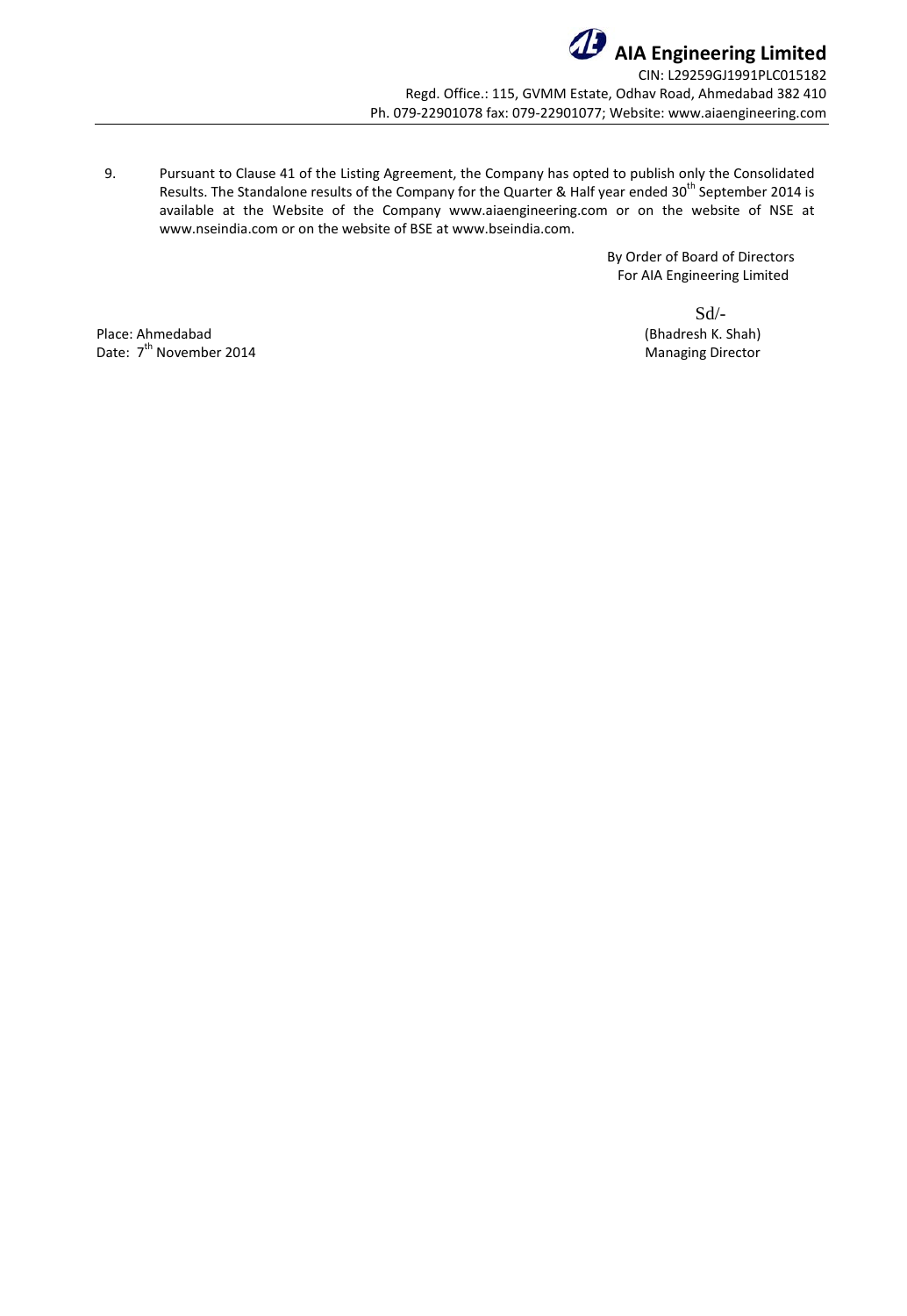9. Pursuant to Clause 41 of the Listing Agreement, the Company has opted to publish only the Consolidated Results. The Standalone results of the Company for the Quarter & Half year ended 30th September 2014 is available at the Website of the Company www.aiaengineering.com or on the website of NSE at www.nseindia.com or on the website of BSE at www.bseindia.com.

By Order of Board of Directors
For AIA Engineering Limited

Sd/-
(Bhadresh K. Shah)
Managing Director

Place: Ahmedabad
Date: 7th November 2014